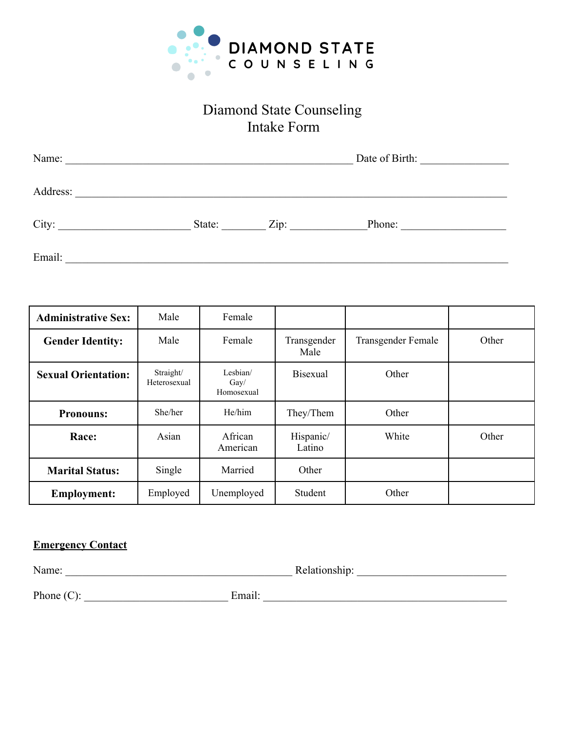DIAMOND STATE
COUNSELING

# Diamond State Counseling
## Intake Form

Name: ______________________________________________________ Date of Birth: ________________

Address: _________________________________________________________________________________

City: ________________________ State: ________ Zip: _____________ Phone: ___________________

Email: __________________________________________________________________________________

| Administrative Sex: | Male | Female | | | |
|---|---|---|---|---|---|
| **Gender Identity:** | Male | Female | Transgender Male | Transgender Female | Other |
| **Sexual Orientation:** | Straight/ Heterosexual | Lesbian/ Gay/ Homosexual | Bisexual | Other | |
| **Pronouns:** | She/her | He/him | They/Them | Other | |
| **Race:** | Asian | African American | Hispanic/ Latino | White | Other |
| **Marital Status:** | Single | Married | Other | | |
| **Employment:** | Employed | Unemployed | Student | Other | |

**Emergency Contact**

Name: ___________________________________________ Relationship: ____________________________

Phone (C): ___________________________ Email: ______________________________________________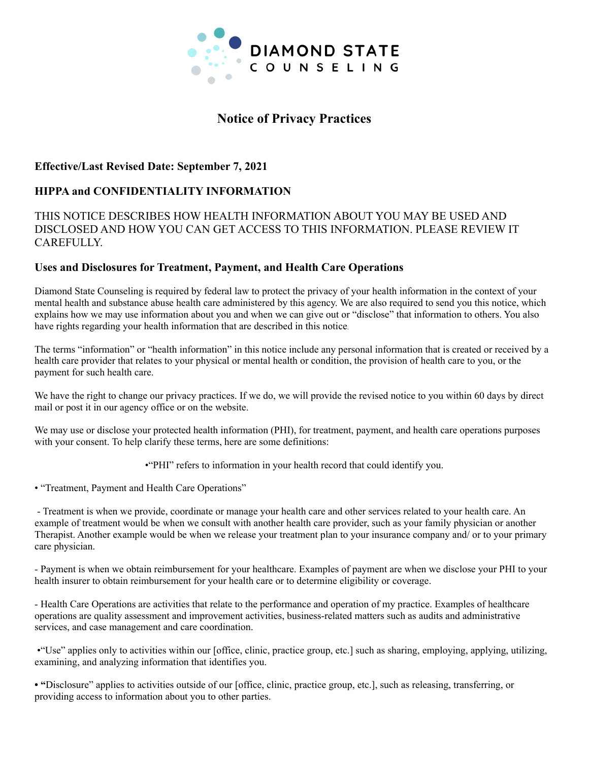**DIAMOND STATE COUNSELING**

# Notice of Privacy Practices

### Effective/Last Revised Date: September 7, 2021

### HIPPA and CONFIDENTIALITY INFORMATION

THIS NOTICE DESCRIBES HOW HEALTH INFORMATION ABOUT YOU MAY BE USED AND DISCLOSED AND HOW YOU CAN GET ACCESS TO THIS INFORMATION. PLEASE REVIEW IT CAREFULLY.

### Uses and Disclosures for Treatment, Payment, and Health Care Operations

Diamond State Counseling is required by federal law to protect the privacy of your health information in the context of your mental health and substance abuse health care administered by this agency. We are also required to send you this notice, which explains how we may use information about you and when we can give out or "disclose" that information to others. You also have rights regarding your health information that are described in this notice.

The terms "information" or "health information" in this notice include any personal information that is created or received by a health care provider that relates to your physical or mental health or condition, the provision of health care to you, or the payment for such health care.

We have the right to change our privacy practices. If we do, we will provide the revised notice to you within 60 days by direct mail or post it in our agency office or on the website.

We may use or disclose your protected health information (PHI), for treatment, payment, and health care operations purposes with your consent. To help clarify these terms, here are some definitions:

- "PHI" refers to information in your health record that could identify you.

- "Treatment, Payment and Health Care Operations"

  - Treatment is when we provide, coordinate or manage your health care and other services related to your health care. An example of treatment would be when we consult with another health care provider, such as your family physician or another Therapist. Another example would be when we release your treatment plan to your insurance company and/ or to your primary care physician.

  - Payment is when we obtain reimbursement for your healthcare. Examples of payment are when we disclose your PHI to your health insurer to obtain reimbursement for your health care or to determine eligibility or coverage.

  - Health Care Operations are activities that relate to the performance and operation of my practice. Examples of healthcare operations are quality assessment and improvement activities, business-related matters such as audits and administrative services, and case management and care coordination.

- "Use" applies only to activities within our [office, clinic, practice group, etc.] such as sharing, employing, applying, utilizing, examining, and analyzing information that identifies you.

- **"**Disclosure" applies to activities outside of our [office, clinic, practice group, etc.], such as releasing, transferring, or providing access to information about you to other parties.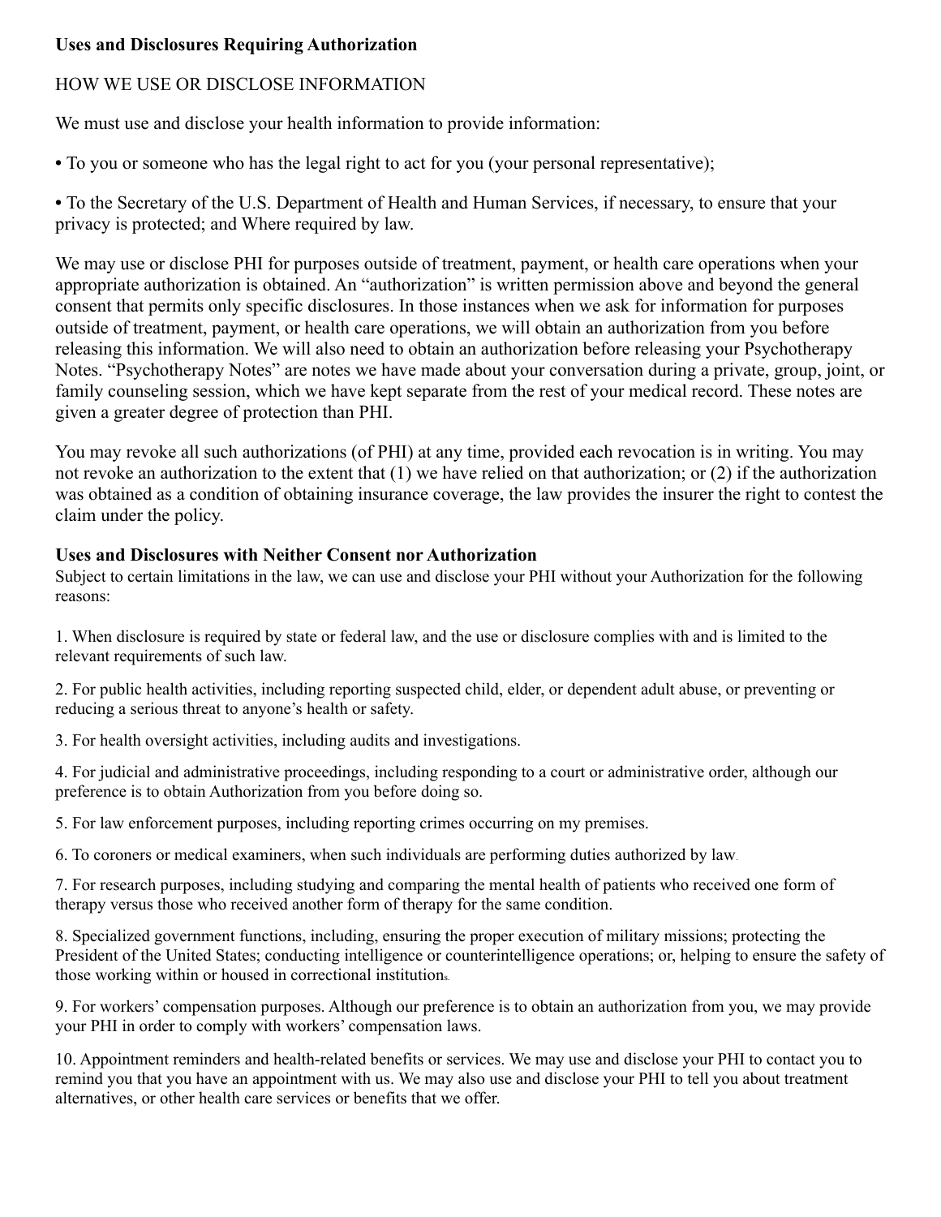**Uses and Disclosures Requiring Authorization**

HOW WE USE OR DISCLOSE INFORMATION

We must use and disclose your health information to provide information:

- To you or someone who has the legal right to act for you (your personal representative);
- To the Secretary of the U.S. Department of Health and Human Services, if necessary, to ensure that your privacy is protected; and Where required by law.

We may use or disclose PHI for purposes outside of treatment, payment, or health care operations when your appropriate authorization is obtained. An "authorization" is written permission above and beyond the general consent that permits only specific disclosures. In those instances when we ask for information for purposes outside of treatment, payment, or health care operations, we will obtain an authorization from you before releasing this information. We will also need to obtain an authorization before releasing your Psychotherapy Notes. "Psychotherapy Notes" are notes we have made about your conversation during a private, group, joint, or family counseling session, which we have kept separate from the rest of your medical record. These notes are given a greater degree of protection than PHI.

You may revoke all such authorizations (of PHI) at any time, provided each revocation is in writing. You may not revoke an authorization to the extent that (1) we have relied on that authorization; or (2) if the authorization was obtained as a condition of obtaining insurance coverage, the law provides the insurer the right to contest the claim under the policy.

**Uses and Disclosures with Neither Consent nor Authorization**

Subject to certain limitations in the law, we can use and disclose your PHI without your Authorization for the following reasons:

1. When disclosure is required by state or federal law, and the use or disclosure complies with and is limited to the relevant requirements of such law.

2. For public health activities, including reporting suspected child, elder, or dependent adult abuse, or preventing or reducing a serious threat to anyone's health or safety.

3. For health oversight activities, including audits and investigations.

4. For judicial and administrative proceedings, including responding to a court or administrative order, although our preference is to obtain Authorization from you before doing so.

5. For law enforcement purposes, including reporting crimes occurring on my premises.

6. To coroners or medical examiners, when such individuals are performing duties authorized by law.

7. For research purposes, including studying and comparing the mental health of patients who received one form of therapy versus those who received another form of therapy for the same condition.

8. Specialized government functions, including, ensuring the proper execution of military missions; protecting the President of the United States; conducting intelligence or counterintelligence operations; or, helping to ensure the safety of those working within or housed in correctional institutions.

9. For workers' compensation purposes. Although our preference is to obtain an authorization from you, we may provide your PHI in order to comply with workers' compensation laws.

10. Appointment reminders and health-related benefits or services. We may use and disclose your PHI to contact you to remind you that you have an appointment with us. We may also use and disclose your PHI to tell you about treatment alternatives, or other health care services or benefits that we offer.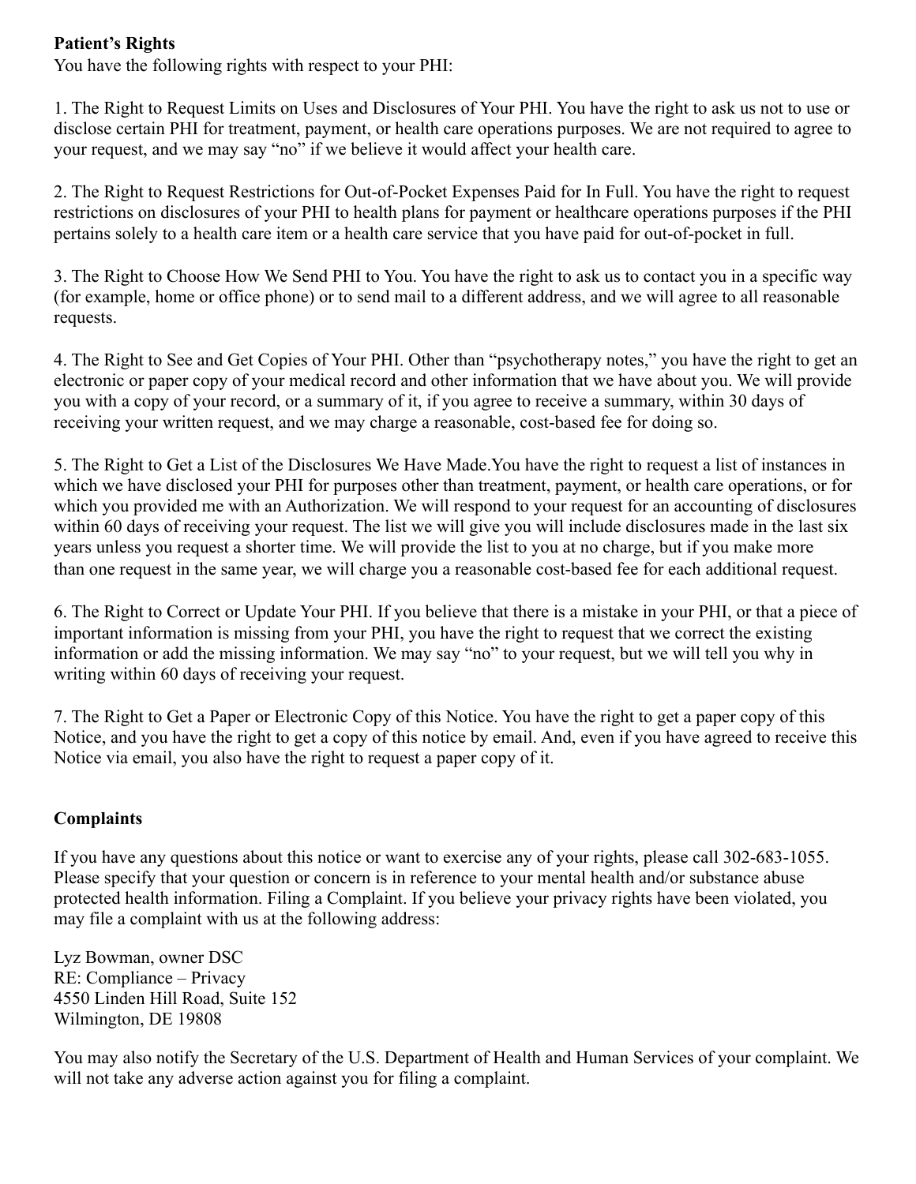**Patient's Rights**

You have the following rights with respect to your PHI:

1. The Right to Request Limits on Uses and Disclosures of Your PHI. You have the right to ask us not to use or disclose certain PHI for treatment, payment, or health care operations purposes. We are not required to agree to your request, and we may say "no" if we believe it would affect your health care.

2. The Right to Request Restrictions for Out-of-Pocket Expenses Paid for In Full. You have the right to request restrictions on disclosures of your PHI to health plans for payment or healthcare operations purposes if the PHI pertains solely to a health care item or a health care service that you have paid for out-of-pocket in full.

3. The Right to Choose How We Send PHI to You. You have the right to ask us to contact you in a specific way (for example, home or office phone) or to send mail to a different address, and we will agree to all reasonable requests.

4. The Right to See and Get Copies of Your PHI. Other than "psychotherapy notes," you have the right to get an electronic or paper copy of your medical record and other information that we have about you. We will provide you with a copy of your record, or a summary of it, if you agree to receive a summary, within 30 days of receiving your written request, and we may charge a reasonable, cost-based fee for doing so.

5. The Right to Get a List of the Disclosures We Have Made.You have the right to request a list of instances in which we have disclosed your PHI for purposes other than treatment, payment, or health care operations, or for which you provided me with an Authorization. We will respond to your request for an accounting of disclosures within 60 days of receiving your request. The list we will give you will include disclosures made in the last six years unless you request a shorter time. We will provide the list to you at no charge, but if you make more than one request in the same year, we will charge you a reasonable cost-based fee for each additional request.

6. The Right to Correct or Update Your PHI. If you believe that there is a mistake in your PHI, or that a piece of important information is missing from your PHI, you have the right to request that we correct the existing information or add the missing information. We may say "no" to your request, but we will tell you why in writing within 60 days of receiving your request.

7. The Right to Get a Paper or Electronic Copy of this Notice. You have the right to get a paper copy of this Notice, and you have the right to get a copy of this notice by email. And, even if you have agreed to receive this Notice via email, you also have the right to request a paper copy of it.

**Complaints**

If you have any questions about this notice or want to exercise any of your rights, please call 302-683-1055. Please specify that your question or concern is in reference to your mental health and/or substance abuse protected health information. Filing a Complaint. If you believe your privacy rights have been violated, you may file a complaint with us at the following address:

Lyz Bowman, owner DSC  
RE: Compliance – Privacy  
4550 Linden Hill Road, Suite 152  
Wilmington, DE 19808

You may also notify the Secretary of the U.S. Department of Health and Human Services of your complaint. We will not take any adverse action against you for filing a complaint.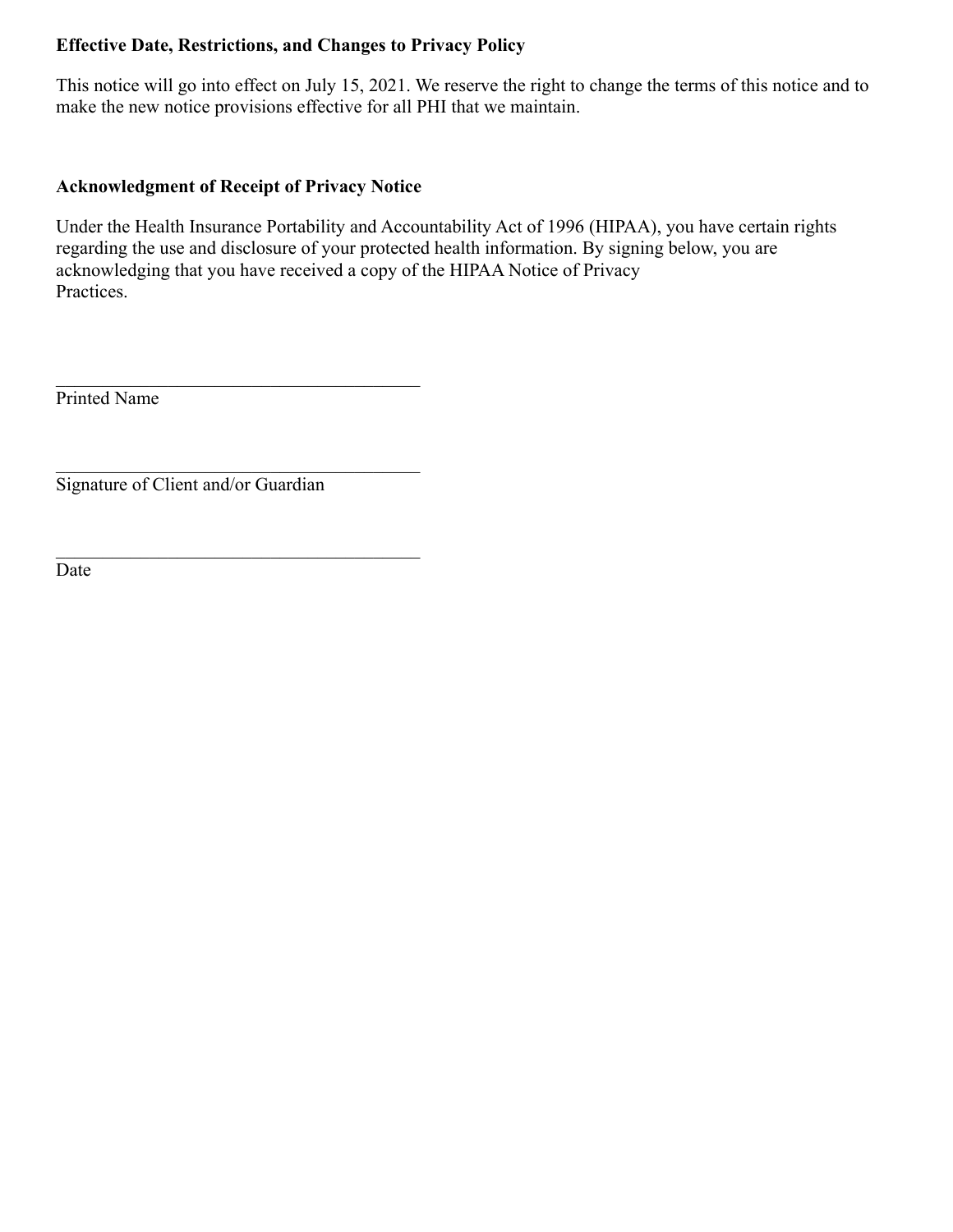**Effective Date, Restrictions, and Changes to Privacy Policy**

This notice will go into effect on July 15, 2021. We reserve the right to change the terms of this notice and to make the new notice provisions effective for all PHI that we maintain.

**Acknowledgment of Receipt of Privacy Notice**

Under the Health Insurance Portability and Accountability Act of 1996 (HIPAA), you have certain rights regarding the use and disclosure of your protected health information. By signing below, you are acknowledging that you have received a copy of the HIPAA Notice of Privacy Practices.

\_\_\_\_\_\_\_\_\_\_\_\_\_\_\_\_\_\_\_\_\_\_\_\_\_\_\_\_\_\_\_\_\_\_\_\_\_\_\_\_
Printed Name

\_\_\_\_\_\_\_\_\_\_\_\_\_\_\_\_\_\_\_\_\_\_\_\_\_\_\_\_\_\_\_\_\_\_\_\_\_\_\_\_
Signature of Client and/or Guardian

\_\_\_\_\_\_\_\_\_\_\_\_\_\_\_\_\_\_\_\_\_\_\_\_\_\_\_\_\_\_\_\_\_\_\_\_\_\_\_\_
Date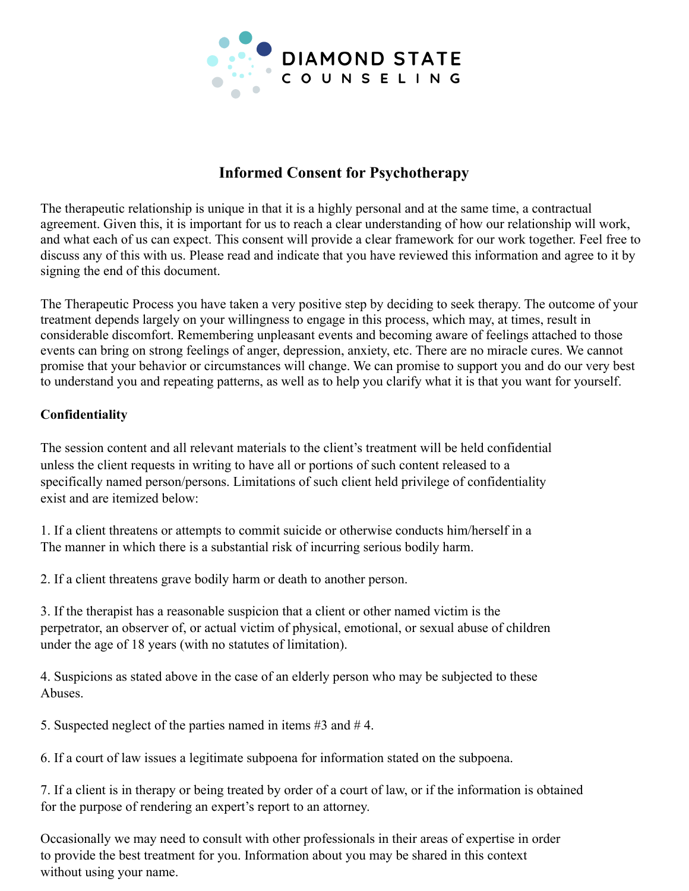DIAMOND STATE COUNSELING

## Informed Consent for Psychotherapy

The therapeutic relationship is unique in that it is a highly personal and at the same time, a contractual agreement. Given this, it is important for us to reach a clear understanding of how our relationship will work, and what each of us can expect. This consent will provide a clear framework for our work together. Feel free to discuss any of this with us. Please read and indicate that you have reviewed this information and agree to it by signing the end of this document.

The Therapeutic Process you have taken a very positive step by deciding to seek therapy. The outcome of your treatment depends largely on your willingness to engage in this process, which may, at times, result in considerable discomfort. Remembering unpleasant events and becoming aware of feelings attached to those events can bring on strong feelings of anger, depression, anxiety, etc. There are no miracle cures. We cannot promise that your behavior or circumstances will change. We can promise to support you and do our very best to understand you and repeating patterns, as well as to help you clarify what it is that you want for yourself.

**Confidentiality**

The session content and all relevant materials to the client's treatment will be held confidential unless the client requests in writing to have all or portions of such content released to a specifically named person/persons. Limitations of such client held privilege of confidentiality exist and are itemized below:

1. If a client threatens or attempts to commit suicide or otherwise conducts him/herself in a The manner in which there is a substantial risk of incurring serious bodily harm.

2. If a client threatens grave bodily harm or death to another person.

3. If the therapist has a reasonable suspicion that a client or other named victim is the perpetrator, an observer of, or actual victim of physical, emotional, or sexual abuse of children under the age of 18 years (with no statutes of limitation).

4. Suspicions as stated above in the case of an elderly person who may be subjected to these Abuses.

5. Suspected neglect of the parties named in items #3 and # 4.

6. If a court of law issues a legitimate subpoena for information stated on the subpoena.

7. If a client is in therapy or being treated by order of a court of law, or if the information is obtained for the purpose of rendering an expert's report to an attorney.

Occasionally we may need to consult with other professionals in their areas of expertise in order to provide the best treatment for you. Information about you may be shared in this context without using your name.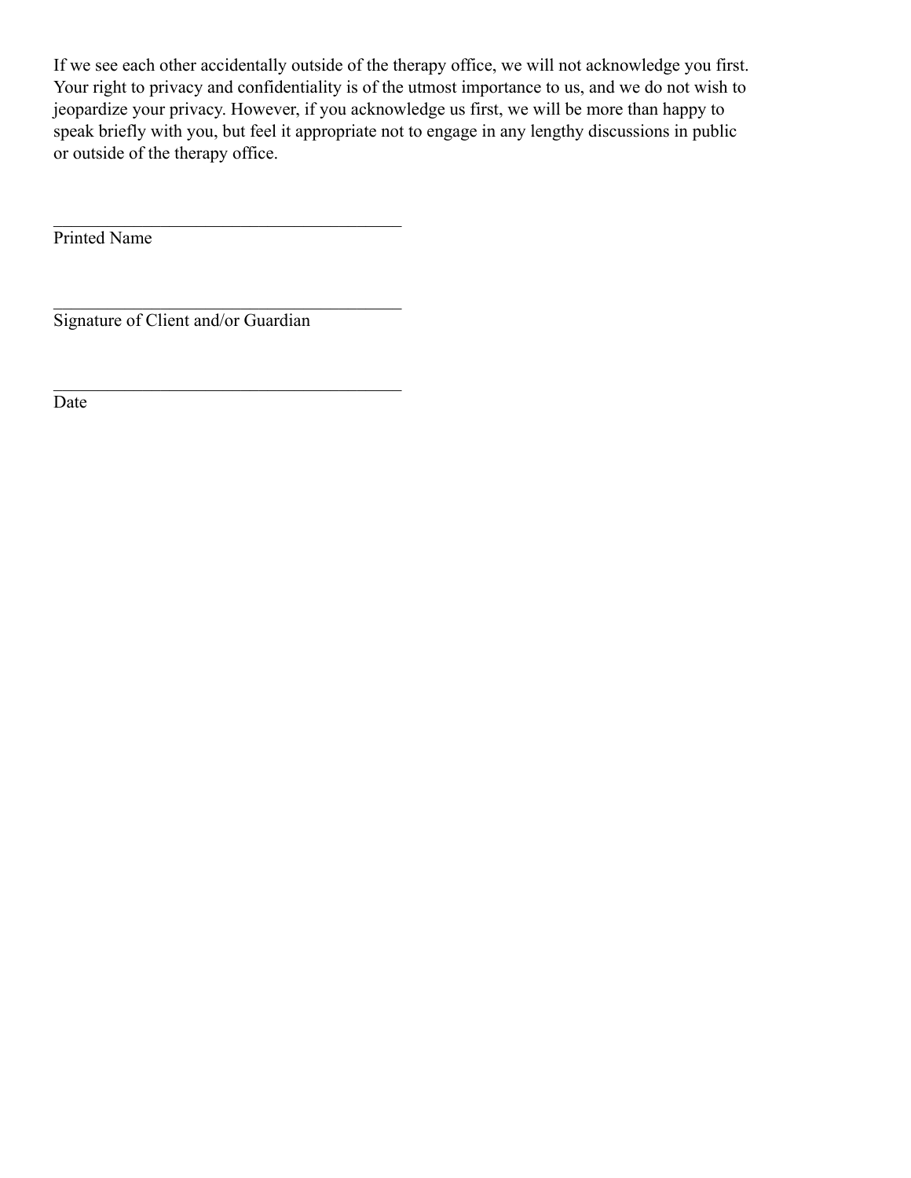If we see each other accidentally outside of the therapy office, we will not acknowledge you first. Your right to privacy and confidentiality is of the utmost importance to us, and we do not wish to jeopardize your privacy. However, if you acknowledge us first, we will be more than happy to speak briefly with you, but feel it appropriate not to engage in any lengthy discussions in public or outside of the therapy office.

\_\_\_\_\_\_\_\_\_\_\_\_\_\_\_\_\_\_\_\_\_\_\_\_\_\_\_\_\_\_\_\_\_\_\_\_\_\_\_\_

Printed Name

\_\_\_\_\_\_\_\_\_\_\_\_\_\_\_\_\_\_\_\_\_\_\_\_\_\_\_\_\_\_\_\_\_\_\_\_\_\_\_\_

Signature of Client and/or Guardian

\_\_\_\_\_\_\_\_\_\_\_\_\_\_\_\_\_\_\_\_\_\_\_\_\_\_\_\_\_\_\_\_\_\_\_\_\_\_\_\_

Date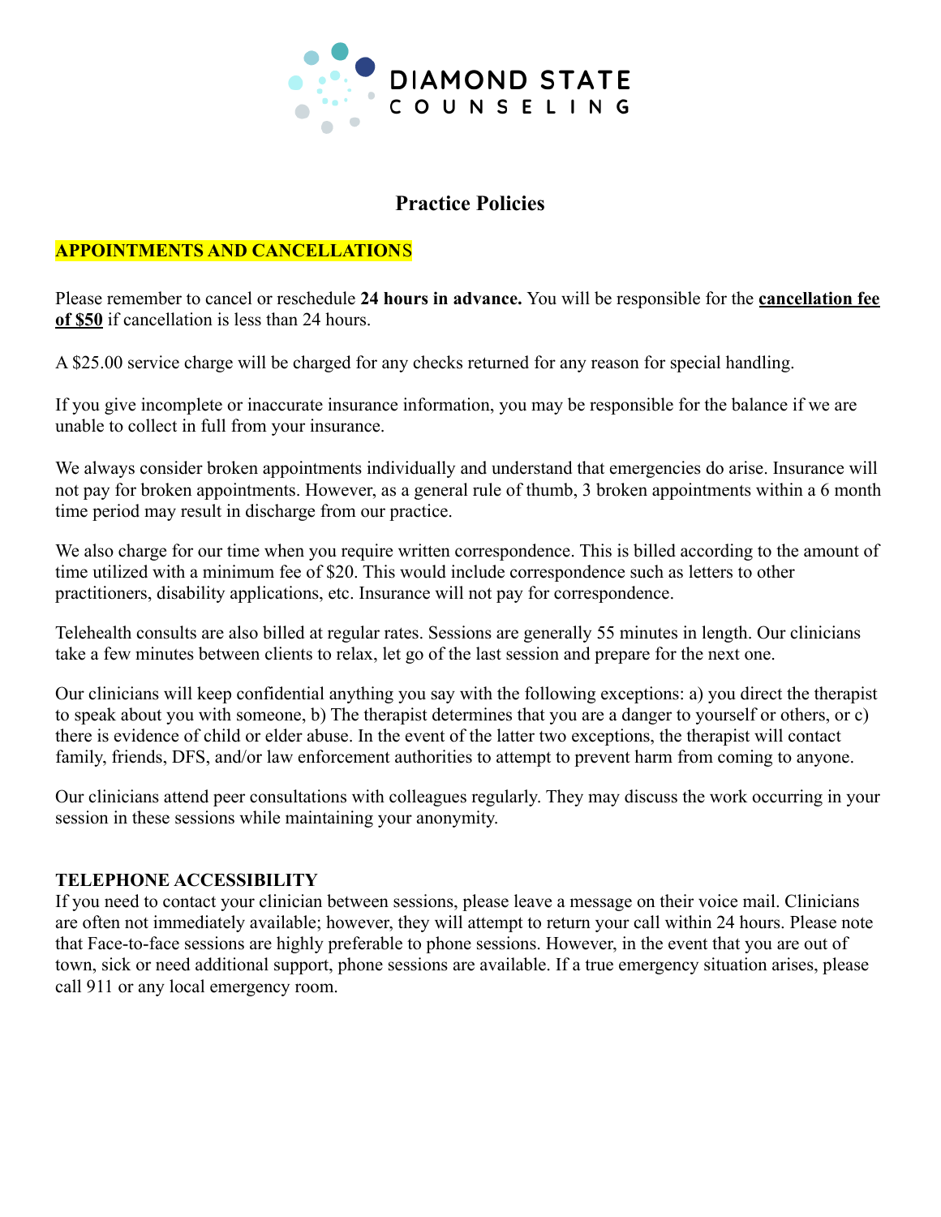DIAMOND STATE COUNSELING

# Practice Policies

## APPOINTMENTS AND CANCELLATIONS

Please remember to cancel or reschedule **24 hours in advance.** You will be responsible for the **cancellation fee of $50** if cancellation is less than 24 hours.

A $25.00 service charge will be charged for any checks returned for any reason for special handling.

If you give incomplete or inaccurate insurance information, you may be responsible for the balance if we are unable to collect in full from your insurance.

We always consider broken appointments individually and understand that emergencies do arise. Insurance will not pay for broken appointments. However, as a general rule of thumb, 3 broken appointments within a 6 month time period may result in discharge from our practice.

We also charge for our time when you require written correspondence. This is billed according to the amount of time utilized with a minimum fee of $20. This would include correspondence such as letters to other practitioners, disability applications, etc. Insurance will not pay for correspondence.

Telehealth consults are also billed at regular rates. Sessions are generally 55 minutes in length. Our clinicians take a few minutes between clients to relax, let go of the last session and prepare for the next one.

Our clinicians will keep confidential anything you say with the following exceptions: a) you direct the therapist to speak about you with someone, b) The therapist determines that you are a danger to yourself or others, or c) there is evidence of child or elder abuse. In the event of the latter two exceptions, the therapist will contact family, friends, DFS, and/or law enforcement authorities to attempt to prevent harm from coming to anyone.

Our clinicians attend peer consultations with colleagues regularly. They may discuss the work occurring in your session in these sessions while maintaining your anonymity.

## TELEPHONE ACCESSIBILITY

If you need to contact your clinician between sessions, please leave a message on their voice mail. Clinicians are often not immediately available; however, they will attempt to return your call within 24 hours. Please note that Face-to-face sessions are highly preferable to phone sessions. However, in the event that you are out of town, sick or need additional support, phone sessions are available. If a true emergency situation arises, please call 911 or any local emergency room.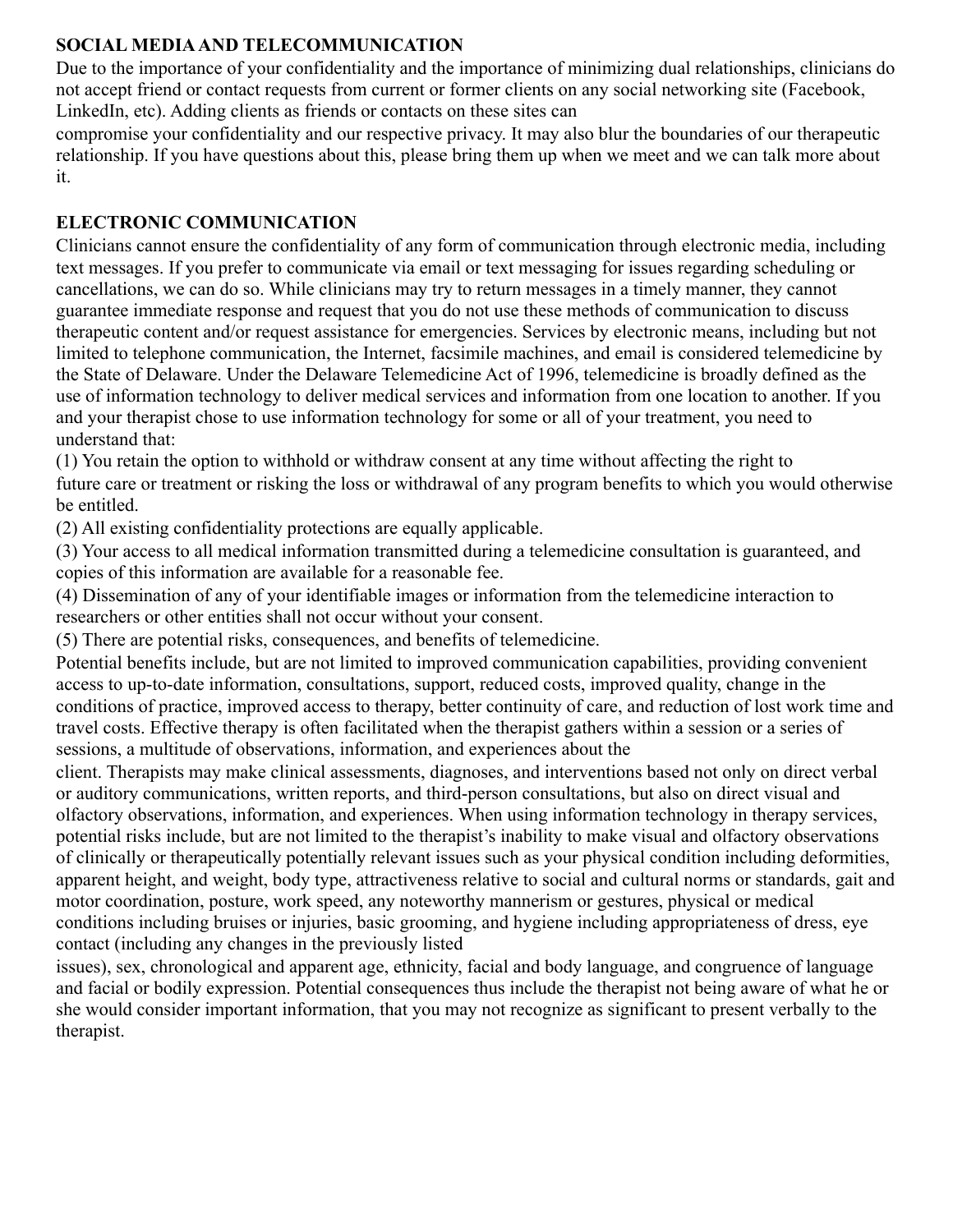**SOCIAL MEDIA AND TELECOMMUNICATION**

Due to the importance of your confidentiality and the importance of minimizing dual relationships, clinicians do not accept friend or contact requests from current or former clients on any social networking site (Facebook, LinkedIn, etc). Adding clients as friends or contacts on these sites can compromise your confidentiality and our respective privacy. It may also blur the boundaries of our therapeutic relationship. If you have questions about this, please bring them up when we meet and we can talk more about it.

**ELECTRONIC COMMUNICATION**

Clinicians cannot ensure the confidentiality of any form of communication through electronic media, including text messages. If you prefer to communicate via email or text messaging for issues regarding scheduling or cancellations, we can do so. While clinicians may try to return messages in a timely manner, they cannot guarantee immediate response and request that you do not use these methods of communication to discuss therapeutic content and/or request assistance for emergencies. Services by electronic means, including but not limited to telephone communication, the Internet, facsimile machines, and email is considered telemedicine by the State of Delaware. Under the Delaware Telemedicine Act of 1996, telemedicine is broadly defined as the use of information technology to deliver medical services and information from one location to another. If you and your therapist chose to use information technology for some or all of your treatment, you need to understand that:

(1) You retain the option to withhold or withdraw consent at any time without affecting the right to future care or treatment or risking the loss or withdrawal of any program benefits to which you would otherwise be entitled.

(2) All existing confidentiality protections are equally applicable.

(3) Your access to all medical information transmitted during a telemedicine consultation is guaranteed, and copies of this information are available for a reasonable fee.

(4) Dissemination of any of your identifiable images or information from the telemedicine interaction to researchers or other entities shall not occur without your consent.

(5) There are potential risks, consequences, and benefits of telemedicine.

Potential benefits include, but are not limited to improved communication capabilities, providing convenient access to up-to-date information, consultations, support, reduced costs, improved quality, change in the conditions of practice, improved access to therapy, better continuity of care, and reduction of lost work time and travel costs. Effective therapy is often facilitated when the therapist gathers within a session or a series of sessions, a multitude of observations, information, and experiences about the client. Therapists may make clinical assessments, diagnoses, and interventions based not only on direct verbal or auditory communications, written reports, and third-person consultations, but also on direct visual and olfactory observations, information, and experiences. When using information technology in therapy services, potential risks include, but are not limited to the therapist's inability to make visual and olfactory observations of clinically or therapeutically potentially relevant issues such as your physical condition including deformities, apparent height, and weight, body type, attractiveness relative to social and cultural norms or standards, gait and motor coordination, posture, work speed, any noteworthy mannerism or gestures, physical or medical conditions including bruises or injuries, basic grooming, and hygiene including appropriateness of dress, eye contact (including any changes in the previously listed issues), sex, chronological and apparent age, ethnicity, facial and body language, and congruence of language and facial or bodily expression. Potential consequences thus include the therapist not being aware of what he or she would consider important information, that you may not recognize as significant to present verbally to the therapist.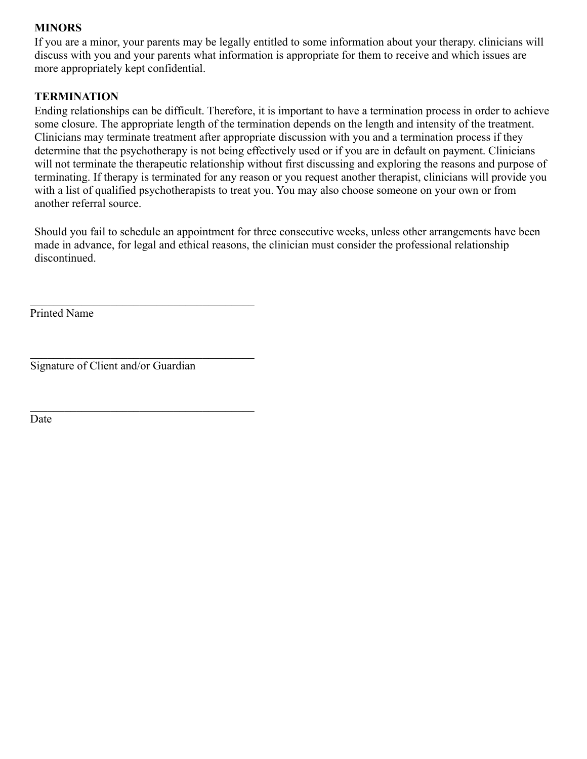**MINORS**
If you are a minor, your parents may be legally entitled to some information about your therapy. clinicians will discuss with you and your parents what information is appropriate for them to receive and which issues are more appropriately kept confidential.

**TERMINATION**
Ending relationships can be difficult. Therefore, it is important to have a termination process in order to achieve some closure. The appropriate length of the termination depends on the length and intensity of the treatment. Clinicians may terminate treatment after appropriate discussion with you and a termination process if they determine that the psychotherapy is not being effectively used or if you are in default on payment. Clinicians will not terminate the therapeutic relationship without first discussing and exploring the reasons and purpose of terminating. If therapy is terminated for any reason or you request another therapist, clinicians will provide you with a list of qualified psychotherapists to treat you. You may also choose someone on your own or from another referral source.

Should you fail to schedule an appointment for three consecutive weeks, unless other arrangements have been made in advance, for legal and ethical reasons, the clinician must consider the professional relationship discontinued.

\_\_\_\_\_\_\_\_\_\_\_\_\_\_\_\_\_\_\_\_\_\_\_\_\_\_\_\_\_\_\_\_\_\_\_\_\_\_\_\_
Printed Name

\_\_\_\_\_\_\_\_\_\_\_\_\_\_\_\_\_\_\_\_\_\_\_\_\_\_\_\_\_\_\_\_\_\_\_\_\_\_\_\_
Signature of Client and/or Guardian

\_\_\_\_\_\_\_\_\_\_\_\_\_\_\_\_\_\_\_\_\_\_\_\_\_\_\_\_\_\_\_\_\_\_\_\_\_\_\_\_
Date